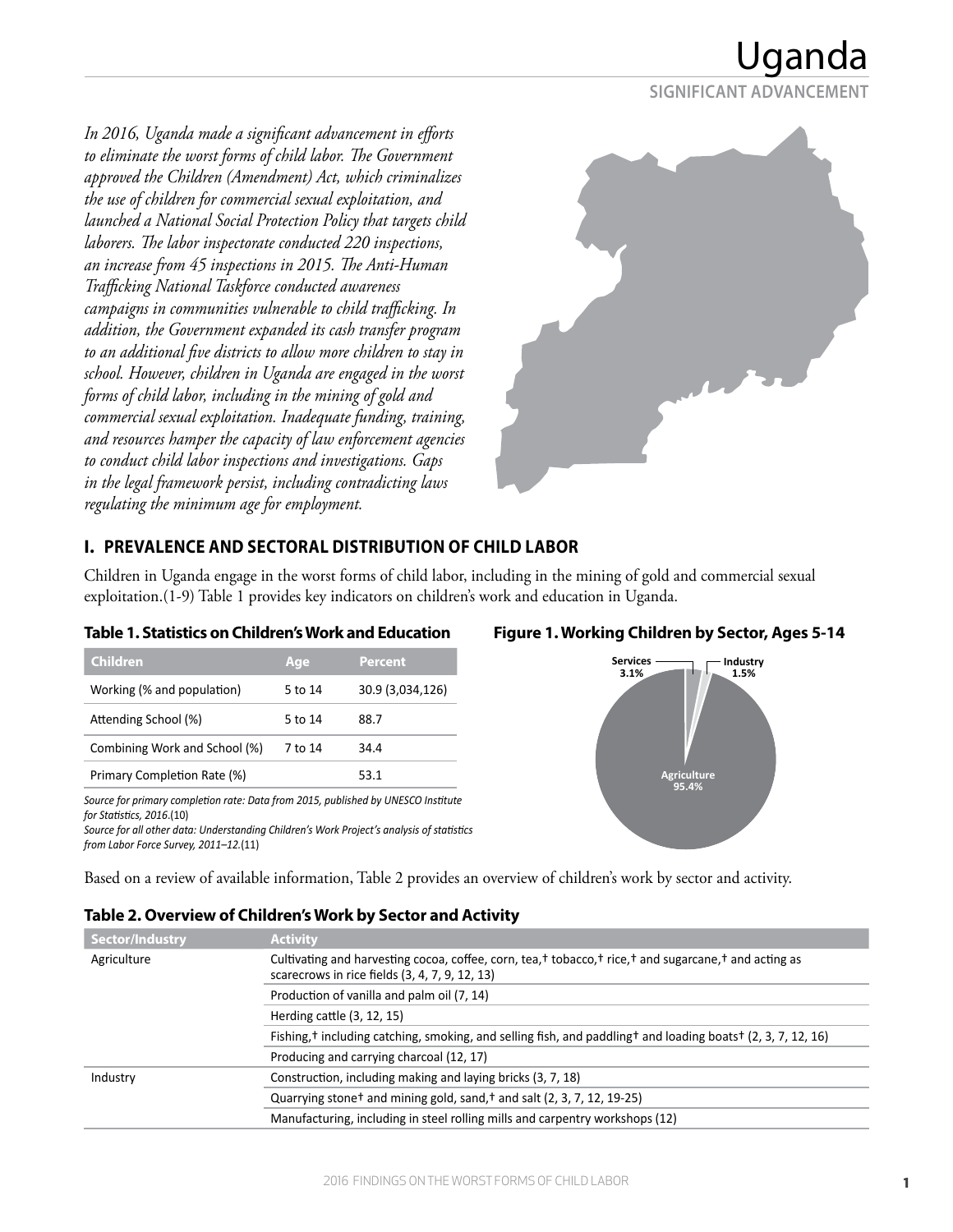# Uganda

SIGNIFICANT ADVANCEMENT

*In 2016, Uganda made a significant advancement in efforts to eliminate the worst forms of child labor. The Government approved the Children (Amendment) Act, which criminalizes the use of children for commercial sexual exploitation, and launched a National Social Protection Policy that targets child laborers. The labor inspectorate conducted 220 inspections, an increase from 45 inspections in 2015. The Anti-Human Trafficking National Taskforce conducted awareness campaigns in communities vulnerable to child trafficking. In addition, the Government expanded its cash transfer program to an additional five districts to allow more children to stay in school. However, children in Uganda are engaged in the worst forms of child labor, including in the mining of gold and commercial sexual exploitation. Inadequate funding, training, and resources hamper the capacity of law enforcement agencies to conduct child labor inspections and investigations. Gaps in the legal framework persist, including contradicting laws regulating the minimum age for employment.*

## I. PREVALENCE AND SECTORAL DISTRIBUTION OF CHILD LABOR

Children in Uganda engage in the worst forms of child labor, including in the mining of gold and commercial sexual exploitation.(1-9) Table 1 provides key indicators on children's work and education in Uganda.

**Table 1. Statistics on Children's Work and Education**

| Children | Age | Percent |
|---|---|---|
| Working (% and population) | 5 to 14 | 30.9 (3,034,126) |
| Attending School (%) | 5 to 14 | 88.7 |
| Combining Work and School (%) | 7 to 14 | 34.4 |
| Primary Completion Rate (%) | | 53.1 |

*Source for primary completion rate: Data from 2015, published by UNESCO Institute for Statistics, 2016.*(10)
*Source for all other data: Understanding Children's Work Project's analysis of statistics from Labor Force Survey, 2011–12.*(11)

**Figure 1. Working Children by Sector, Ages 5-14**

Services 3.1%
Industry 1.5%
Agriculture 95.4%

Based on a review of available information, Table 2 provides an overview of children's work by sector and activity.

**Table 2. Overview of Children's Work by Sector and Activity**

| Sector/Industry | Activity |
|---|---|
| Agriculture | Cultivating and harvesting cocoa, coffee, corn, tea,† tobacco,† rice,† and sugarcane,† and acting as scarecrows in rice fields (3, 4, 7, 9, 12, 13) |
| | Production of vanilla and palm oil (7, 14) |
| | Herding cattle (3, 12, 15) |
| | Fishing,† including catching, smoking, and selling fish, and paddling† and loading boats† (2, 3, 7, 12, 16) |
| | Producing and carrying charcoal (12, 17) |
| Industry | Construction, including making and laying bricks (3, 7, 18) |
| | Quarrying stone† and mining gold, sand,† and salt (2, 3, 7, 12, 19-25) |
| | Manufacturing, including in steel rolling mills and carpentry workshops (12) |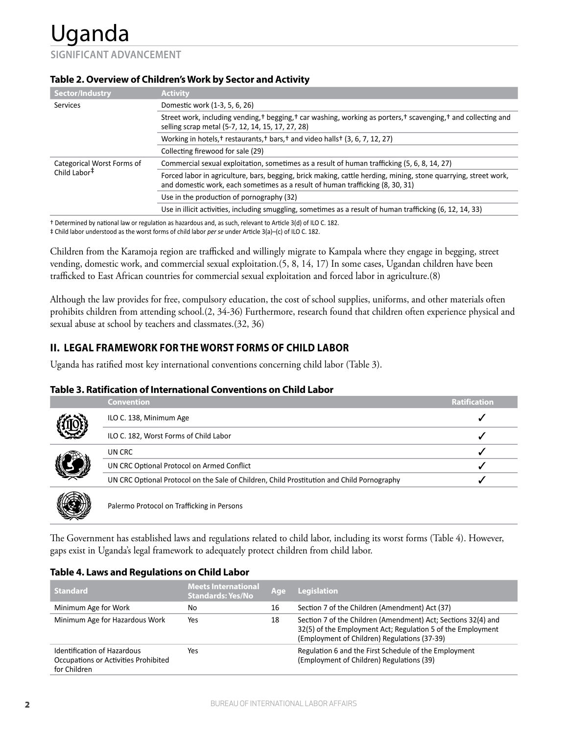# Uganda

SIGNIFICANT ADVANCEMENT

**Table 2. Overview of Children's Work by Sector and Activity**

| Sector/Industry | Activity |
|---|---|
| Services | Domestic work (1-3, 5, 6, 26) |
| | Street work, including vending,† begging,† car washing, working as porters,† scavenging,† and collecting and selling scrap metal (5-7, 12, 14, 15, 17, 27, 28) |
| | Working in hotels,† restaurants,† bars,† and video halls† (3, 6, 7, 12, 27) |
| | Collecting firewood for sale (29) |
| Categorical Worst Forms of Child Labor‡ | Commercial sexual exploitation, sometimes as a result of human trafficking (5, 6, 8, 14, 27) |
| | Forced labor in agriculture, bars, begging, brick making, cattle herding, mining, stone quarrying, street work, and domestic work, each sometimes as a result of human trafficking (8, 30, 31) |
| | Use in the production of pornography (32) |
| | Use in illicit activities, including smuggling, sometimes as a result of human trafficking (6, 12, 14, 33) |

† Determined by national law or regulation as hazardous and, as such, relevant to Article 3(d) of ILO C. 182.
‡ Child labor understood as the worst forms of child labor *per se* under Article 3(a)–(c) of ILO C. 182.

Children from the Karamoja region are trafficked and willingly migrate to Kampala where they engage in begging, street vending, domestic work, and commercial sexual exploitation.(5, 8, 14, 17) In some cases, Ugandan children have been trafficked to East African countries for commercial sexual exploitation and forced labor in agriculture.(8)

Although the law provides for free, compulsory education, the cost of school supplies, uniforms, and other materials often prohibits children from attending school.(2, 34-36) Furthermore, research found that children often experience physical and sexual abuse at school by teachers and classmates.(32, 36)

## II. LEGAL FRAMEWORK FOR THE WORST FORMS OF CHILD LABOR

Uganda has ratified most key international conventions concerning child labor (Table 3).

**Table 3. Ratification of International Conventions on Child Labor**

| Convention | Ratification |
|---|---|
| ILO C. 138, Minimum Age | ✓ |
| ILO C. 182, Worst Forms of Child Labor | ✓ |
| UN CRC | ✓ |
| UN CRC Optional Protocol on Armed Conflict | ✓ |
| UN CRC Optional Protocol on the Sale of Children, Child Prostitution and Child Pornography | ✓ |
| Palermo Protocol on Trafficking in Persons | |

The Government has established laws and regulations related to child labor, including its worst forms (Table 4). However, gaps exist in Uganda's legal framework to adequately protect children from child labor.

**Table 4. Laws and Regulations on Child Labor**

| Standard | Meets International Standards: Yes/No | Age | Legislation |
|---|---|---|---|
| Minimum Age for Work | No | 16 | Section 7 of the Children (Amendment) Act (37) |
| Minimum Age for Hazardous Work | Yes | 18 | Section 7 of the Children (Amendment) Act; Sections 32(4) and 32(5) of the Employment Act; Regulation 5 of the Employment (Employment of Children) Regulations (37-39) |
| Identification of Hazardous Occupations or Activities Prohibited for Children | Yes | | Regulation 6 and the First Schedule of the Employment (Employment of Children) Regulations (39) |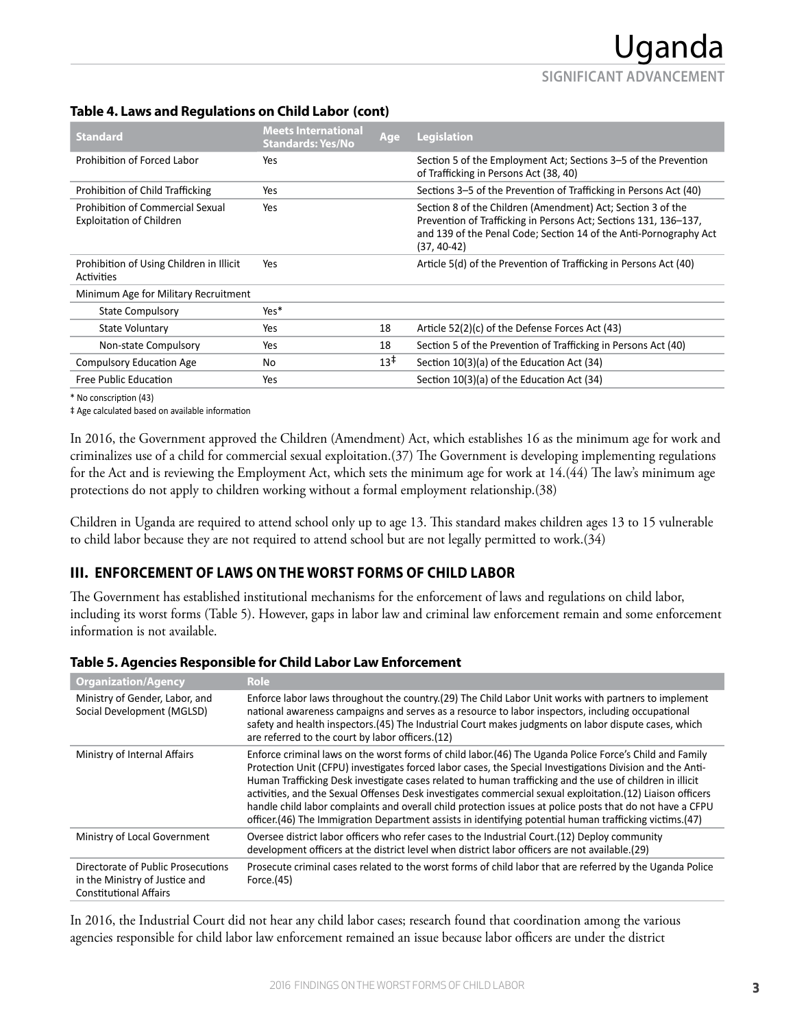**Table 4. Laws and Regulations on Child Labor (cont)**

| Standard | Meets International Standards: Yes/No | Age | Legislation |
|---|---|---|---|
| Prohibition of Forced Labor | Yes | | Section 5 of the Employment Act; Sections 3–5 of the Prevention of Trafficking in Persons Act (38, 40) |
| Prohibition of Child Trafficking | Yes | | Sections 3–5 of the Prevention of Trafficking in Persons Act (40) |
| Prohibition of Commercial Sexual Exploitation of Children | Yes | | Section 8 of the Children (Amendment) Act; Section 3 of the Prevention of Trafficking in Persons Act; Sections 131, 136–137, and 139 of the Penal Code; Section 14 of the Anti-Pornography Act (37, 40-42) |
| Prohibition of Using Children in Illicit Activities | Yes | | Article 5(d) of the Prevention of Trafficking in Persons Act (40) |
| Minimum Age for Military Recruitment | | | |
| State Compulsory | Yes* | | |
| State Voluntary | Yes | 18 | Article 52(2)(c) of the Defense Forces Act (43) |
| Non-state Compulsory | Yes | 18 | Section 5 of the Prevention of Trafficking in Persons Act (40) |
| Compulsory Education Age | No | 13‡ | Section 10(3)(a) of the Education Act (34) |
| Free Public Education | Yes | | Section 10(3)(a) of the Education Act (34) |

\* No conscription (43)

‡ Age calculated based on available information

In 2016, the Government approved the Children (Amendment) Act, which establishes 16 as the minimum age for work and criminalizes use of a child for commercial sexual exploitation.(37) The Government is developing implementing regulations for the Act and is reviewing the Employment Act, which sets the minimum age for work at 14.(44) The law's minimum age protections do not apply to children working without a formal employment relationship.(38)

Children in Uganda are required to attend school only up to age 13. This standard makes children ages 13 to 15 vulnerable to child labor because they are not required to attend school but are not legally permitted to work.(34)

## III. ENFORCEMENT OF LAWS ON THE WORST FORMS OF CHILD LABOR

The Government has established institutional mechanisms for the enforcement of laws and regulations on child labor, including its worst forms (Table 5). However, gaps in labor law and criminal law enforcement remain and some enforcement information is not available.

**Table 5. Agencies Responsible for Child Labor Law Enforcement**

| Organization/Agency | Role |
|---|---|
| Ministry of Gender, Labor, and Social Development (MGLSD) | Enforce labor laws throughout the country.(29) The Child Labor Unit works with partners to implement national awareness campaigns and serves as a resource to labor inspectors, including occupational safety and health inspectors.(45) The Industrial Court makes judgments on labor dispute cases, which are referred to the court by labor officers.(12) |
| Ministry of Internal Affairs | Enforce criminal laws on the worst forms of child labor.(46) The Uganda Police Force's Child and Family Protection Unit (CFPU) investigates forced labor cases, the Special Investigations Division and the Anti-Human Trafficking Desk investigate cases related to human trafficking and the use of children in illicit activities, and the Sexual Offenses Desk investigates commercial sexual exploitation.(12) Liaison officers handle child labor complaints and overall child protection issues at police posts that do not have a CFPU officer.(46) The Immigration Department assists in identifying potential human trafficking victims.(47) |
| Ministry of Local Government | Oversee district labor officers who refer cases to the Industrial Court.(12) Deploy community development officers at the district level when district labor officers are not available.(29) |
| Directorate of Public Prosecutions in the Ministry of Justice and Constitutional Affairs | Prosecute criminal cases related to the worst forms of child labor that are referred by the Uganda Police Force.(45) |

In 2016, the Industrial Court did not hear any child labor cases; research found that coordination among the various agencies responsible for child labor law enforcement remained an issue because labor officers are under the district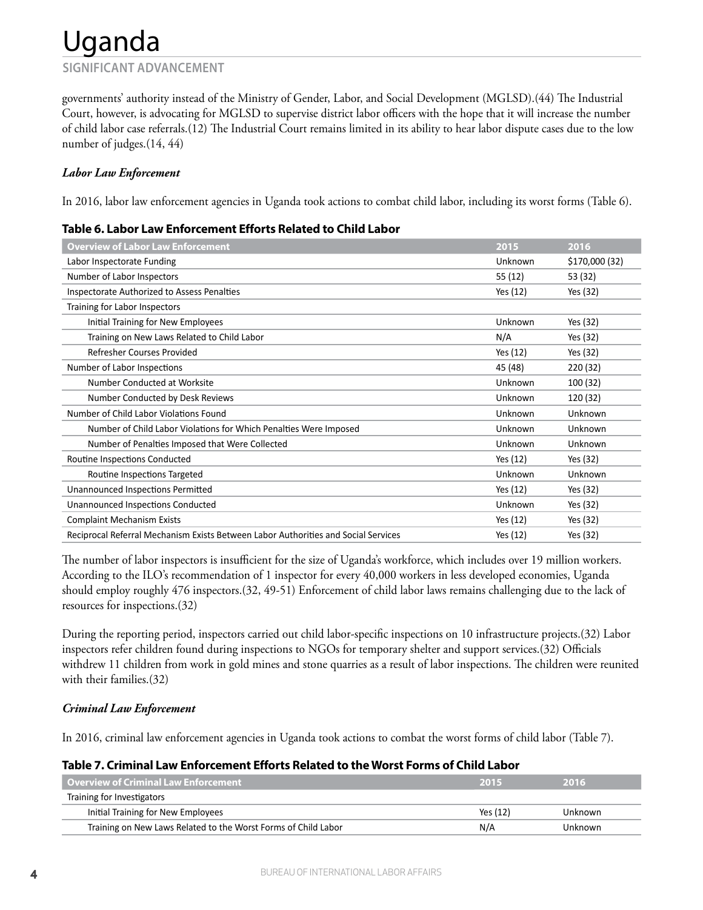governments' authority instead of the Ministry of Gender, Labor, and Social Development (MGLSD).(44) The Industrial Court, however, is advocating for MGLSD to supervise district labor officers with the hope that it will increase the number of child labor case referrals.(12) The Industrial Court remains limited in its ability to hear labor dispute cases due to the low number of judges.(14, 44)

### *Labor Law Enforcement*

In 2016, labor law enforcement agencies in Uganda took actions to combat child labor, including its worst forms (Table 6).

**Table 6. Labor Law Enforcement Efforts Related to Child Labor**

| Overview of Labor Law Enforcement | 2015 | 2016 |
|---|---|---|
| Labor Inspectorate Funding | Unknown | $170,000 (32) |
| Number of Labor Inspectors | 55 (12) | 53 (32) |
| Inspectorate Authorized to Assess Penalties | Yes (12) | Yes (32) |
| Training for Labor Inspectors | | |
| Initial Training for New Employees | Unknown | Yes (32) |
| Training on New Laws Related to Child Labor | N/A | Yes (32) |
| Refresher Courses Provided | Yes (12) | Yes (32) |
| Number of Labor Inspections | 45 (48) | 220 (32) |
| Number Conducted at Worksite | Unknown | 100 (32) |
| Number Conducted by Desk Reviews | Unknown | 120 (32) |
| Number of Child Labor Violations Found | Unknown | Unknown |
| Number of Child Labor Violations for Which Penalties Were Imposed | Unknown | Unknown |
| Number of Penalties Imposed that Were Collected | Unknown | Unknown |
| Routine Inspections Conducted | Yes (12) | Yes (32) |
| Routine Inspections Targeted | Unknown | Unknown |
| Unannounced Inspections Permitted | Yes (12) | Yes (32) |
| Unannounced Inspections Conducted | Unknown | Yes (32) |
| Complaint Mechanism Exists | Yes (12) | Yes (32) |
| Reciprocal Referral Mechanism Exists Between Labor Authorities and Social Services | Yes (12) | Yes (32) |

The number of labor inspectors is insufficient for the size of Uganda's workforce, which includes over 19 million workers. According to the ILO's recommendation of 1 inspector for every 40,000 workers in less developed economies, Uganda should employ roughly 476 inspectors.(32, 49-51) Enforcement of child labor laws remains challenging due to the lack of resources for inspections.(32)

During the reporting period, inspectors carried out child labor-specific inspections on 10 infrastructure projects.(32) Labor inspectors refer children found during inspections to NGOs for temporary shelter and support services.(32) Officials withdrew 11 children from work in gold mines and stone quarries as a result of labor inspections. The children were reunited with their families.(32)

### *Criminal Law Enforcement*

In 2016, criminal law enforcement agencies in Uganda took actions to combat the worst forms of child labor (Table 7).

**Table 7. Criminal Law Enforcement Efforts Related to the Worst Forms of Child Labor**

| Overview of Criminal Law Enforcement | 2015 | 2016 |
|---|---|---|
| Training for Investigators | | |
| Initial Training for New Employees | Yes (12) | Unknown |
| Training on New Laws Related to the Worst Forms of Child Labor | N/A | Unknown |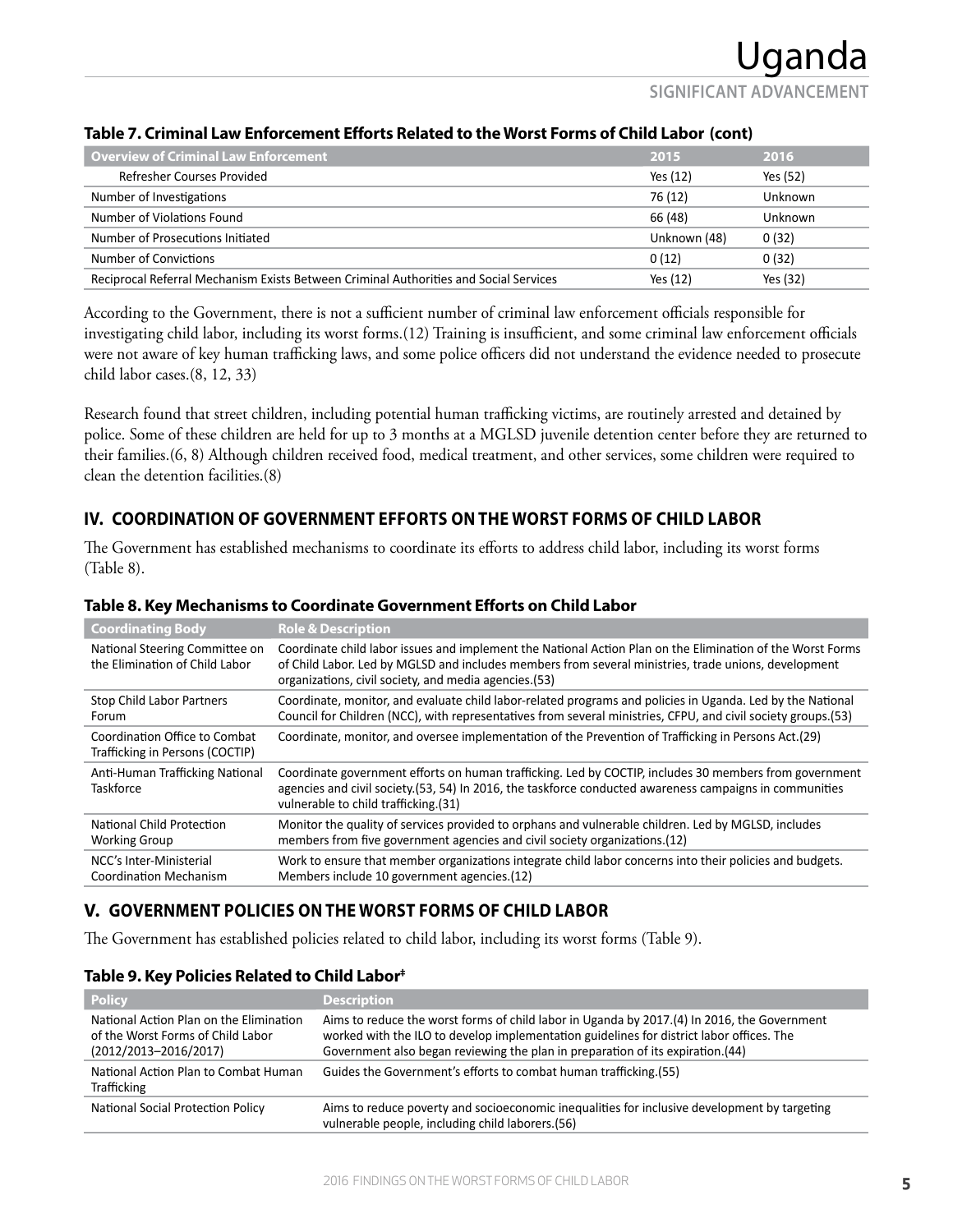**Table 7. Criminal Law Enforcement Efforts Related to the Worst Forms of Child Labor (cont)**

| Overview of Criminal Law Enforcement | 2015 | 2016 |
|---|---|---|
| Refresher Courses Provided | Yes (12) | Yes (52) |
| Number of Investigations | 76 (12) | Unknown |
| Number of Violations Found | 66 (48) | Unknown |
| Number of Prosecutions Initiated | Unknown (48) | 0 (32) |
| Number of Convictions | 0 (12) | 0 (32) |
| Reciprocal Referral Mechanism Exists Between Criminal Authorities and Social Services | Yes (12) | Yes (32) |

According to the Government, there is not a sufficient number of criminal law enforcement officials responsible for investigating child labor, including its worst forms.(12) Training is insufficient, and some criminal law enforcement officials were not aware of key human trafficking laws, and some police officers did not understand the evidence needed to prosecute child labor cases.(8, 12, 33)

Research found that street children, including potential human trafficking victims, are routinely arrested and detained by police. Some of these children are held for up to 3 months at a MGLSD juvenile detention center before they are returned to their families.(6, 8) Although children received food, medical treatment, and other services, some children were required to clean the detention facilities.(8)

## IV. COORDINATION OF GOVERNMENT EFFORTS ON THE WORST FORMS OF CHILD LABOR

The Government has established mechanisms to coordinate its efforts to address child labor, including its worst forms (Table 8).

**Table 8. Key Mechanisms to Coordinate Government Efforts on Child Labor**

| Coordinating Body | Role & Description |
|---|---|
| National Steering Committee on the Elimination of Child Labor | Coordinate child labor issues and implement the National Action Plan on the Elimination of the Worst Forms of Child Labor. Led by MGLSD and includes members from several ministries, trade unions, development organizations, civil society, and media agencies.(53) |
| Stop Child Labor Partners Forum | Coordinate, monitor, and evaluate child labor-related programs and policies in Uganda. Led by the National Council for Children (NCC), with representatives from several ministries, CFPU, and civil society groups.(53) |
| Coordination Office to Combat Trafficking in Persons (COCTIP) | Coordinate, monitor, and oversee implementation of the Prevention of Trafficking in Persons Act.(29) |
| Anti-Human Trafficking National Taskforce | Coordinate government efforts on human trafficking. Led by COCTIP, includes 30 members from government agencies and civil society.(53, 54) In 2016, the taskforce conducted awareness campaigns in communities vulnerable to child trafficking.(31) |
| National Child Protection Working Group | Monitor the quality of services provided to orphans and vulnerable children. Led by MGLSD, includes members from five government agencies and civil society organizations.(12) |
| NCC's Inter-Ministerial Coordination Mechanism | Work to ensure that member organizations integrate child labor concerns into their policies and budgets. Members include 10 government agencies.(12) |

## V. GOVERNMENT POLICIES ON THE WORST FORMS OF CHILD LABOR

The Government has established policies related to child labor, including its worst forms (Table 9).

**Table 9. Key Policies Related to Child Labor‡**

| Policy | Description |
|---|---|
| National Action Plan on the Elimination of the Worst Forms of Child Labor (2012/2013–2016/2017) | Aims to reduce the worst forms of child labor in Uganda by 2017.(4) In 2016, the Government worked with the ILO to develop implementation guidelines for district labor offices. The Government also began reviewing the plan in preparation of its expiration.(44) |
| National Action Plan to Combat Human Trafficking | Guides the Government's efforts to combat human trafficking.(55) |
| National Social Protection Policy | Aims to reduce poverty and socioeconomic inequalities for inclusive development by targeting vulnerable people, including child laborers.(56) |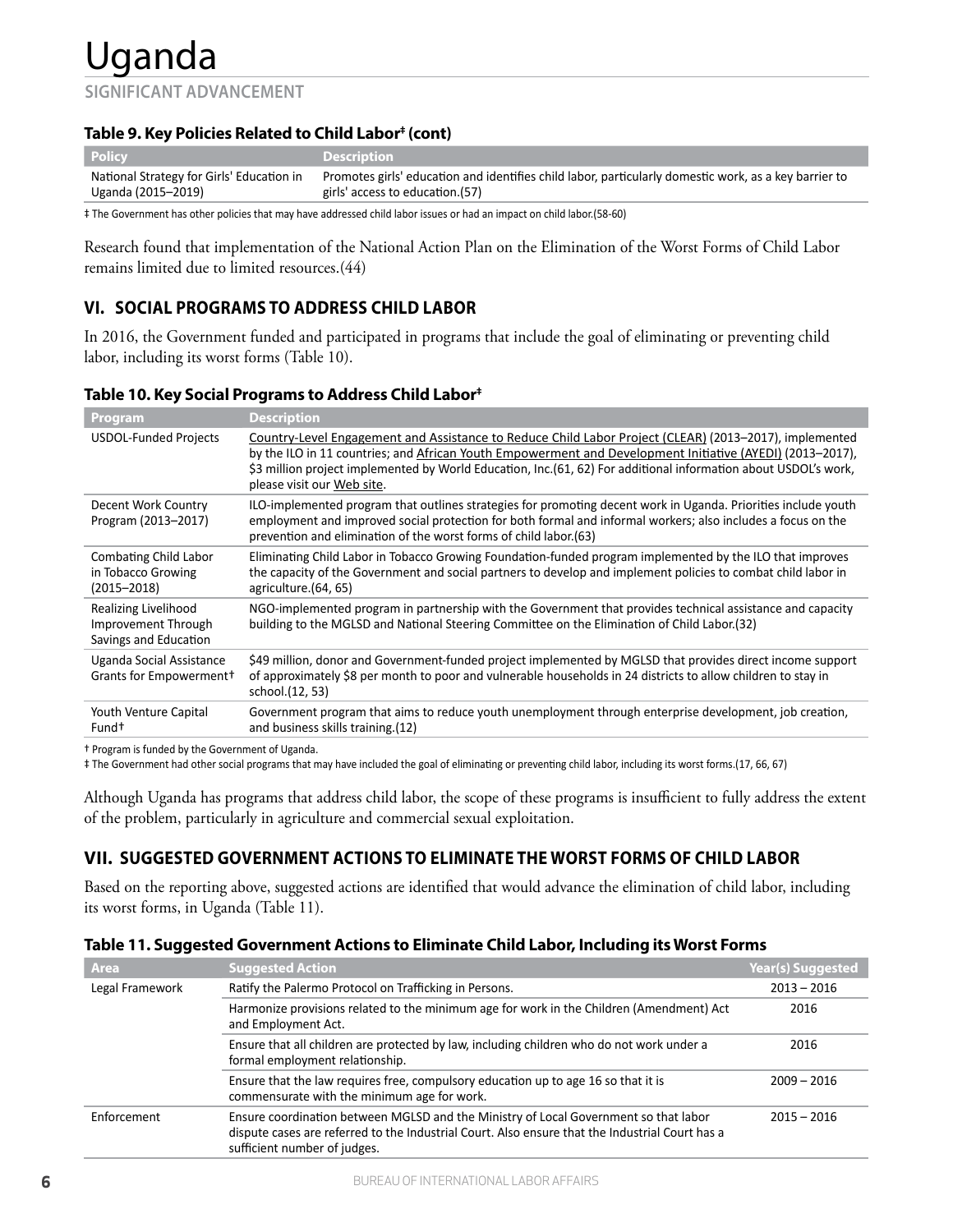# Uganda

SIGNIFICANT ADVANCEMENT

### Table 9. Key Policies Related to Child Labor‡ (cont)

| Policy | Description |
|---|---|
| National Strategy for Girls' Education in Uganda (2015–2019) | Promotes girls' education and identifies child labor, particularly domestic work, as a key barrier to girls' access to education.(57) |

‡ The Government has other policies that may have addressed child labor issues or had an impact on child labor.(58-60)

Research found that implementation of the National Action Plan on the Elimination of the Worst Forms of Child Labor remains limited due to limited resources.(44)

## VI. SOCIAL PROGRAMS TO ADDRESS CHILD LABOR

In 2016, the Government funded and participated in programs that include the goal of eliminating or preventing child labor, including its worst forms (Table 10).

### Table 10. Key Social Programs to Address Child Labor‡

| Program | Description |
|---|---|
| USDOL-Funded Projects | Country-Level Engagement and Assistance to Reduce Child Labor Project (CLEAR) (2013–2017), implemented by the ILO in 11 countries; and African Youth Empowerment and Development Initiative (AYEDI) (2013–2017), $3 million project implemented by World Education, Inc.(61, 62) For additional information about USDOL's work, please visit our Web site. |
| Decent Work Country Program (2013–2017) | ILO-implemented program that outlines strategies for promoting decent work in Uganda. Priorities include youth employment and improved social protection for both formal and informal workers; also includes a focus on the prevention and elimination of the worst forms of child labor.(63) |
| Combating Child Labor in Tobacco Growing (2015–2018) | Eliminating Child Labor in Tobacco Growing Foundation-funded program implemented by the ILO that improves the capacity of the Government and social partners to develop and implement policies to combat child labor in agriculture.(64, 65) |
| Realizing Livelihood Improvement Through Savings and Education | NGO-implemented program in partnership with the Government that provides technical assistance and capacity building to the MGLSD and National Steering Committee on the Elimination of Child Labor.(32) |
| Uganda Social Assistance Grants for Empowerment† | $49 million, donor and Government-funded project implemented by MGLSD that provides direct income support of approximately $8 per month to poor and vulnerable households in 24 districts to allow children to stay in school.(12, 53) |
| Youth Venture Capital Fund† | Government program that aims to reduce youth unemployment through enterprise development, job creation, and business skills training.(12) |

† Program is funded by the Government of Uganda.
‡ The Government had other social programs that may have included the goal of eliminating or preventing child labor, including its worst forms.(17, 66, 67)

Although Uganda has programs that address child labor, the scope of these programs is insufficient to fully address the extent of the problem, particularly in agriculture and commercial sexual exploitation.

## VII. SUGGESTED GOVERNMENT ACTIONS TO ELIMINATE THE WORST FORMS OF CHILD LABOR

Based on the reporting above, suggested actions are identified that would advance the elimination of child labor, including its worst forms, in Uganda (Table 11).

### Table 11. Suggested Government Actions to Eliminate Child Labor, Including its Worst Forms

| Area | Suggested Action | Year(s) Suggested |
|---|---|---|
| Legal Framework | Ratify the Palermo Protocol on Trafficking in Persons. | 2013 – 2016 |
| | Harmonize provisions related to the minimum age for work in the Children (Amendment) Act and Employment Act. | 2016 |
| | Ensure that all children are protected by law, including children who do not work under a formal employment relationship. | 2016 |
| | Ensure that the law requires free, compulsory education up to age 16 so that it is commensurate with the minimum age for work. | 2009 – 2016 |
| Enforcement | Ensure coordination between MGLSD and the Ministry of Local Government so that labor dispute cases are referred to the Industrial Court. Also ensure that the Industrial Court has a sufficient number of judges. | 2015 – 2016 |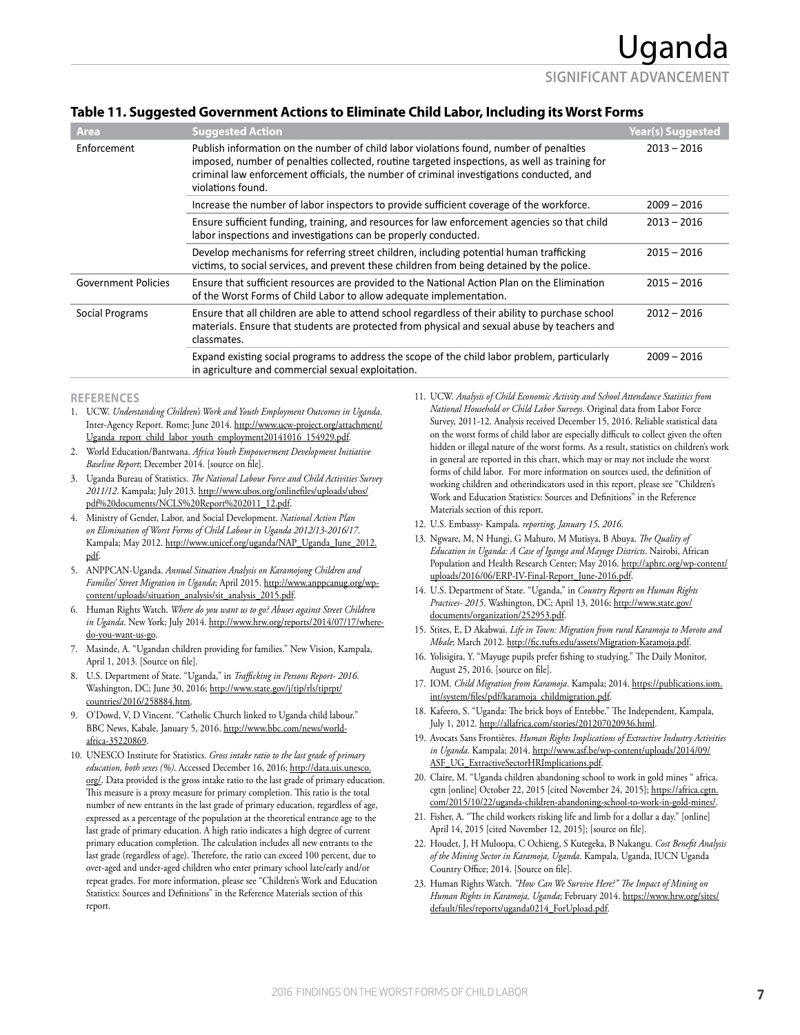### Table 11. Suggested Government Actions to Eliminate Child Labor, Including its Worst Forms

| Area | Suggested Action | Year(s) Suggested |
|---|---|---|
| Enforcement | Publish information on the number of child labor violations found, number of penalties imposed, number of penalties collected, routine targeted inspections, as well as training for criminal law enforcement officials, the number of criminal investigations conducted, and violations found. | 2013 – 2016 |
| | Increase the number of labor inspectors to provide sufficient coverage of the workforce. | 2009 – 2016 |
| | Ensure sufficient funding, training, and resources for law enforcement agencies so that child labor inspections and investigations can be properly conducted. | 2013 – 2016 |
| | Develop mechanisms for referring street children, including potential human trafficking victims, to social services, and prevent these children from being detained by the police. | 2015 – 2016 |
| Government Policies | Ensure that sufficient resources are provided to the National Action Plan on the Elimination of the Worst Forms of Child Labor to allow adequate implementation. | 2015 – 2016 |
| Social Programs | Ensure that all children are able to attend school regardless of their ability to purchase school materials. Ensure that students are protected from physical and sexual abuse by teachers and classmates. | 2012 – 2016 |
| | Expand existing social programs to address the scope of the child labor problem, particularly in agriculture and commercial sexual exploitation. | 2009 – 2016 |

#### REFERENCES

1. UCW. *Understanding Children's Work and Youth Employment Outcomes in Uganda*. Inter-Agency Report. Rome; June 2014. http://www.ucw-project.org/attachment/Uganda_report_child_labor_youth_employment20141016_154929.pdf.
2. World Education/Bantwana. *Africa Youth Empowerment Development Initiative Baseline Report*; December 2014. [source on file].
3. Uganda Bureau of Statistics. *The National Labour Force and Child Activities Survey 2011/12*. Kampala; July 2013. http://www.ubos.org/onlinefiles/uploads/ubos/pdf%20documents/NCLS%20Report%202011_12.pdf.
4. Ministry of Gender, Labor, and Social Development. *National Action Plan on Elimination of Worst Forms of Child Labour in Uganda 2012/13-2016/17*. Kampala; May 2012. http://www.unicef.org/uganda/NAP_Uganda_June_2012.pdf.
5. ANPPCAN-Uganda. *Annual Situation Analysis on Karamojong Children and Families' Street Migration in Uganda*; April 2015. http://www.anppcanug.org/wp-content/uploads/situation_analysis/sit_analysis_2015.pdf.
6. Human Rights Watch. *Where do you want us to go? Abuses against Street Children in Uganda*. New York; July 2014. http://www.hrw.org/reports/2014/07/17/where-do-you-want-us-go.
7. Masinde, A. "Ugandan children providing for families." New Vision, Kampala, April 1, 2013. [Source on file].
8. U.S. Department of State. "Uganda," in *Trafficking in Persons Report- 2016*. Washington, DC; June 30, 2016; http://www.state.gov/j/tip/rls/tiprpt/countries/2016/258884.htm.
9. O'Dowd, V, D Vincent. "Catholic Church linked to Uganda child labour." BBC News, Kabale, January 5, 2016. http://www.bbc.com/news/world-africa-35220869.
10. UNESCO Institute for Statistics. *Gross intake ratio to the last grade of primary education, both sexes (%)*. Accessed December 16, 2016; http://data.uis.unesco.org/. Data provided is the gross intake ratio to the last grade of primary education. This measure is a proxy measure for primary completion. This ratio is the total number of new entrants in the last grade of primary education, regardless of age, expressed as a percentage of the population at the theoretical entrance age to the last grade of primary education. A high ratio indicates a high degree of current primary education completion. The calculation includes all new entrants to the last grade (regardless of age). Therefore, the ratio can exceed 100 percent, due to over-aged and under-aged children who enter primary school late/early and/or repeat grades. For more information, please see "Children's Work and Education Statistics: Sources and Definitions" in the Reference Materials section of this report.
11. UCW. *Analysis of Child Economic Activity and School Attendance Statistics from National Household or Child Labor Surveys*. Original data from Labor Force Survey, 2011-12. Analysis received December 15, 2016. Reliable statistical data on the worst forms of child labor are especially difficult to collect given the often hidden or illegal nature of the worst forms. As a result, statistics on children's work in general are reported in this chart, which may or may not include the worst forms of child labor. For more information on sources used, the definition of working children and otherindicators used in this report, please see "Children's Work and Education Statistics: Sources and Definitions" in the Reference Materials section of this report.
12. U.S. Embassy- Kampala. *reporting, January 15, 2016*.
13. Ngware, M, N Hungi, G Mahuro, M Mutisya, B Abuya. *The Quality of Education in Uganda: A Case of Iganga and Mayuge Districts*. Nairobi, African Population and Health Research Center; May 2016. http://aphrc.org/wp-content/uploads/2016/06/ERP-IV-Final-Report_June-2016.pdf.
14. U.S. Department of State. "Uganda," in *Country Reports on Human Rights Practices- 2015*. Washington, DC; April 13, 2016; http://www.state.gov/documents/organization/252953.pdf.
15. Stites, E, D Akabwai. *Life in Town: Migration from rural Karamoja to Moroto and Mbale*; March 2012. http://fic.tufts.edu/assets/Migration-Karamoja.pdf.
16. Yolisigira, Y. "Mayuge pupils prefer fishing to studying." The Daily Monitor, August 25, 2016. [source on file].
17. IOM. *Child Migration from Karamoja*. Kampala; 2014. https://publications.iom.int/system/files/pdf/karamoja_childmigration.pdf.
18. Kafeero, S. "Uganda: The brick boys of Entebbe." The Independent, Kampala, July 1, 2012. http://allafrica.com/stories/201207020936.html.
19. Avocats Sans Frontières. *Human Rights Implications of Extractive Industry Activities in Uganda*. Kampala; 2014. http://www.asf.be/wp-content/uploads/2014/09/ASF_UG_ExtractiveSectorHRImplications.pdf.
20. Claire, M. "Uganda children abandoning school to work in gold mines " africa.cgtn [online] October 22, 2015 [cited November 24, 2015]; https://africa.cgtn.com/2015/10/22/uganda-children-abandoning-school-to-work-in-gold-mines/.
21. Fisher, A. "The child workers risking life and limb for a dollar a day." [online] April 14, 2015 [cited November 12, 2015]; [source on file].
22. Houdet, J, H Muloopa, C Ochieng, S Kutegeka, B Nakangu. *Cost Benefit Analysis of the Mining Sector in Karamoja, Uganda*. Kampala, Uganda, IUCN Uganda Country Office; 2014. [Source on file].
23. Human Rights Watch. *"How Can We Survive Here?" The Impact of Mining on Human Rights in Karamoja, Uganda*; February 2014. https://www.hrw.org/sites/default/files/reports/uganda0214_ForUpload.pdf.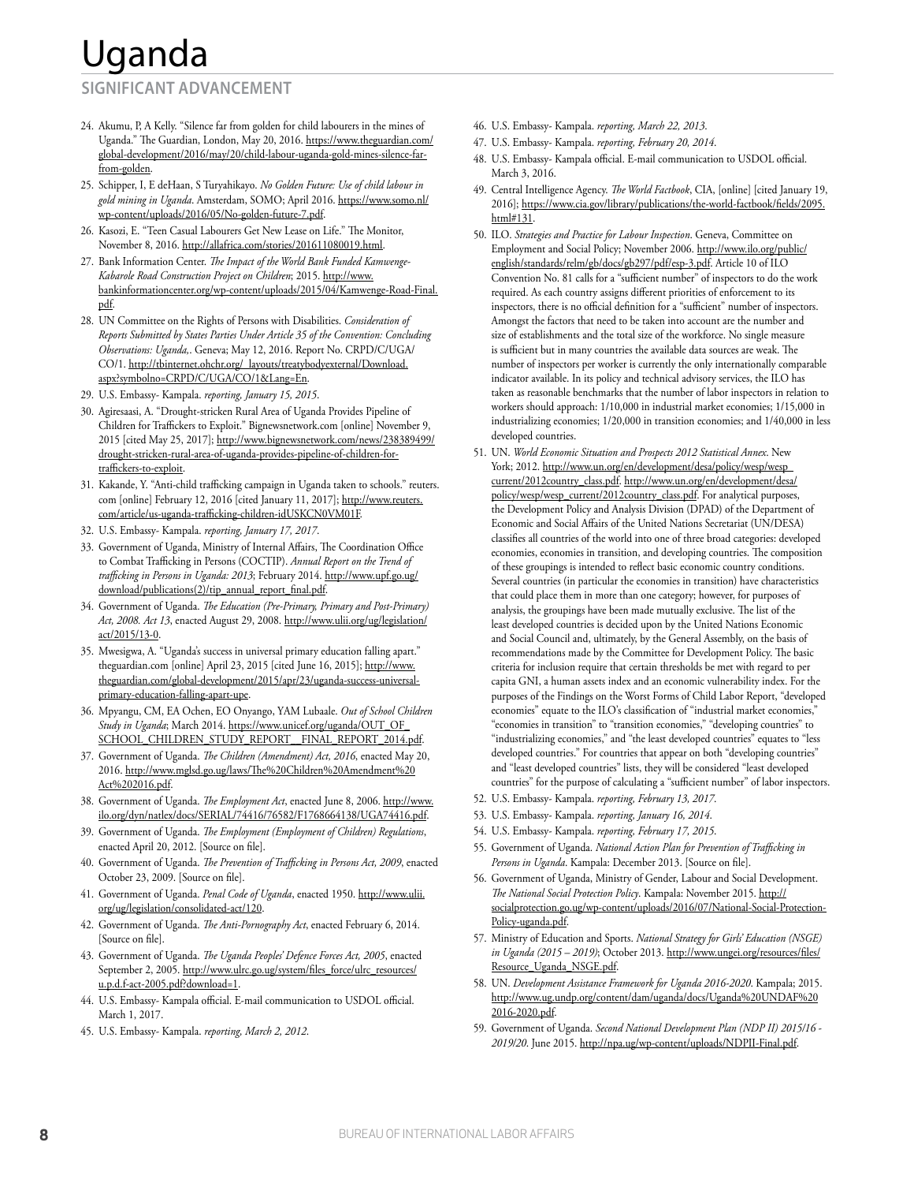# Uganda

## SIGNIFICANT ADVANCEMENT

24. Akumu, P, A Kelly. "Silence far from golden for child labourers in the mines of Uganda." The Guardian, London, May 20, 2016. https://www.theguardian.com/global-development/2016/may/20/child-labour-uganda-gold-mines-silence-far-from-golden.
25. Schipper, I, E deHaan, S Turyahikayo. *No Golden Future: Use of child labour in gold mining in Uganda*. Amsterdam, SOMO; April 2016. https://www.somo.nl/wp-content/uploads/2016/05/No-golden-future-7.pdf.
26. Kasozi, E. "Teen Casual Labourers Get New Lease on Life." The Monitor, November 8, 2016. http://allafrica.com/stories/201611080019.html.
27. Bank Information Center. *The Impact of the World Bank Funded Kamwenge-Kabarole Road Construction Project on Children*; 2015. http://www.bankinformationcenter.org/wp-content/uploads/2015/04/Kamwenge-Road-Final.pdf.
28. UN Committee on the Rights of Persons with Disabilities. *Consideration of Reports Submitted by States Parties Under Article 35 of the Convention: Concluding Observations: Uganda,*. Geneva; May 12, 2016. Report No. CRPD/C/UGA/CO/1. http://tbinternet.ohchr.org/_layouts/treatybodyexternal/Download.aspx?symbolno=CRPD/C/UGA/CO/1&Lang=En.
29. U.S. Embassy- Kampala. *reporting, January 15, 2015*.
30. Agiresaasi, A. "Drought-stricken Rural Area of Uganda Provides Pipeline of Children for Traffickers to Exploit." Bignewsnetwork.com [online] November 9, 2015 [cited May 25, 2017]; http://www.bignewsnetwork.com/news/238389499/drought-stricken-rural-area-of-uganda-provides-pipeline-of-children-for-traffickers-to-exploit.
31. Kakande, Y. "Anti-child trafficking campaign in Uganda taken to schools." reuters.com [online] February 12, 2016 [cited January 11, 2017]; http://www.reuters.com/article/us-uganda-trafficking-children-idUSKCN0VM01F.
32. U.S. Embassy- Kampala. *reporting, January 17, 2017*.
33. Government of Uganda, Ministry of Internal Affairs, The Coordination Office to Combat Trafficking in Persons (COCTIP). *Annual Report on the Trend of trafficking in Persons in Uganda: 2013*; February 2014. http://www.upf.go.ug/download/publications(2)/tip_annual_report_final.pdf.
34. Government of Uganda. *The Education (Pre-Primary, Primary and Post-Primary) Act, 2008. Act 13*, enacted August 29, 2008. http://www.ulii.org/ug/legislation/act/2015/13-0.
35. Mwesigwa, A. "Uganda's success in universal primary education falling apart." theguardian.com [online] April 23, 2015 [cited June 16, 2015]; http://www.theguardian.com/global-development/2015/apr/23/uganda-success-universal-primary-education-falling-apart-upe.
36. Mpyangu, CM, EA Ochen, EO Onyango, YAM Lubaale. *Out of School Children Study in Uganda*; March 2014. https://www.unicef.org/uganda/OUT_OF_SCHOOL_CHILDREN_STUDY_REPORT__FINAL_REPORT_2014.pdf.
37. Government of Uganda. *The Children (Amendment) Act, 2016*, enacted May 20, 2016. http://www.mglsd.go.ug/laws/The%20Children%20Amendment%20Act%202016.pdf.
38. Government of Uganda. *The Employment Act*, enacted June 8, 2006. http://www.ilo.org/dyn/natlex/docs/SERIAL/74416/76582/F1768664138/UGA74416.pdf.
39. Government of Uganda. *The Employment (Employment of Children) Regulations*, enacted April 20, 2012. [Source on file].
40. Government of Uganda. *The Prevention of Trafficking in Persons Act, 2009*, enacted October 23, 2009. [Source on file].
41. Government of Uganda. *Penal Code of Uganda*, enacted 1950. http://www.ulii.org/ug/legislation/consolidated-act/120.
42. Government of Uganda. *The Anti-Pornography Act*, enacted February 6, 2014. [Source on file].
43. Government of Uganda. *The Uganda Peoples' Defence Forces Act, 2005*, enacted September 2, 2005. http://www.ulrc.go.ug/system/files_force/ulrc_resources/u.p.d.f-act-2005.pdf?download=1.
44. U.S. Embassy- Kampala official. E-mail communication to USDOL official. March 1, 2017.
45. U.S. Embassy- Kampala. *reporting, March 2, 2012*.
46. U.S. Embassy- Kampala. *reporting, March 22, 2013*.
47. U.S. Embassy- Kampala. *reporting, February 20, 2014*.
48. U.S. Embassy- Kampala official. E-mail communication to USDOL official. March 3, 2016.
49. Central Intelligence Agency. *The World Factbook*, CIA, [online] [cited January 19, 2016]; https://www.cia.gov/library/publications/the-world-factbook/fields/2095.html#131.
50. ILO. *Strategies and Practice for Labour Inspection*. Geneva, Committee on Employment and Social Policy; November 2006. http://www.ilo.org/public/english/standards/relm/gb/docs/gb297/pdf/esp-3.pdf. Article 10 of ILO Convention No. 81 calls for a "sufficient number" of inspectors to do the work required. As each country assigns different priorities of enforcement to its inspectors, there is no official definition for a "sufficient" number of inspectors. Amongst the factors that need to be taken into account are the number and size of establishments and the total size of the workforce. No single measure is sufficient but in many countries the available data sources are weak. The number of inspectors per worker is currently the only internationally comparable indicator available. In its policy and technical advisory services, the ILO has taken as reasonable benchmarks that the number of labor inspectors in relation to workers should approach: 1/10,000 in industrial market economies; 1/15,000 in industrializing economies; 1/20,000 in transition economies; and 1/40,000 in less developed countries.
51. UN. *World Economic Situation and Prospects 2012 Statistical Annex*. New York; 2012. http://www.un.org/en/development/desa/policy/wesp/wesp_current/2012country_class.pdf. http://www.un.org/en/development/desa/policy/wesp/wesp_current/2012country_class.pdf. For analytical purposes, the Development Policy and Analysis Division (DPAD) of the Department of Economic and Social Affairs of the United Nations Secretariat (UN/DESA) classifies all countries of the world into one of three broad categories: developed economies, economies in transition, and developing countries. The composition of these groupings is intended to reflect basic economic country conditions. Several countries (in particular the economies in transition) have characteristics that could place them in more than one category; however, for purposes of analysis, the groupings have been made mutually exclusive. The list of the least developed countries is decided upon by the United Nations Economic and Social Council and, ultimately, by the General Assembly, on the basis of recommendations made by the Committee for Development Policy. The basic criteria for inclusion require that certain thresholds be met with regard to per capita GNI, a human assets index and an economic vulnerability index. For the purposes of the Findings on the Worst Forms of Child Labor Report, "developed economies" equate to the ILO's classification of "industrial market economies," "economies in transition" to "transition economies," "developing countries" to "industrializing economies," and "the least developed countries" equates to "less developed countries." For countries that appear on both "developing countries" and "least developed countries" lists, they will be considered "least developed countries" for the purpose of calculating a "sufficient number" of labor inspectors.
52. U.S. Embassy- Kampala. *reporting, February 13, 2017*.
53. U.S. Embassy- Kampala. *reporting, January 16, 2014*.
54. U.S. Embassy- Kampala. *reporting, February 17, 2015*.
55. Government of Uganda. *National Action Plan for Prevention of Trafficking in Persons in Uganda*. Kampala: December 2013. [Source on file].
56. Government of Uganda, Ministry of Gender, Labour and Social Development. *The National Social Protection Policy*. Kampala: November 2015. http://socialprotection.go.ug/wp-content/uploads/2016/07/National-Social-Protection-Policy-uganda.pdf.
57. Ministry of Education and Sports. *National Strategy for Girls' Education (NSGE) in Uganda (2015 – 2019)*; October 2013. http://www.ungei.org/resources/files/Resource_Uganda_NSGE.pdf.
58. UN. *Development Assistance Framework for Uganda 2016-2020*. Kampala; 2015. http://www.ug.undp.org/content/dam/uganda/docs/Uganda%20UNDAF%202016-2020.pdf.
59. Government of Uganda. *Second National Development Plan (NDP II) 2015/16 - 2019/20*. June 2015. http://npa.ug/wp-content/uploads/NDPII-Final.pdf.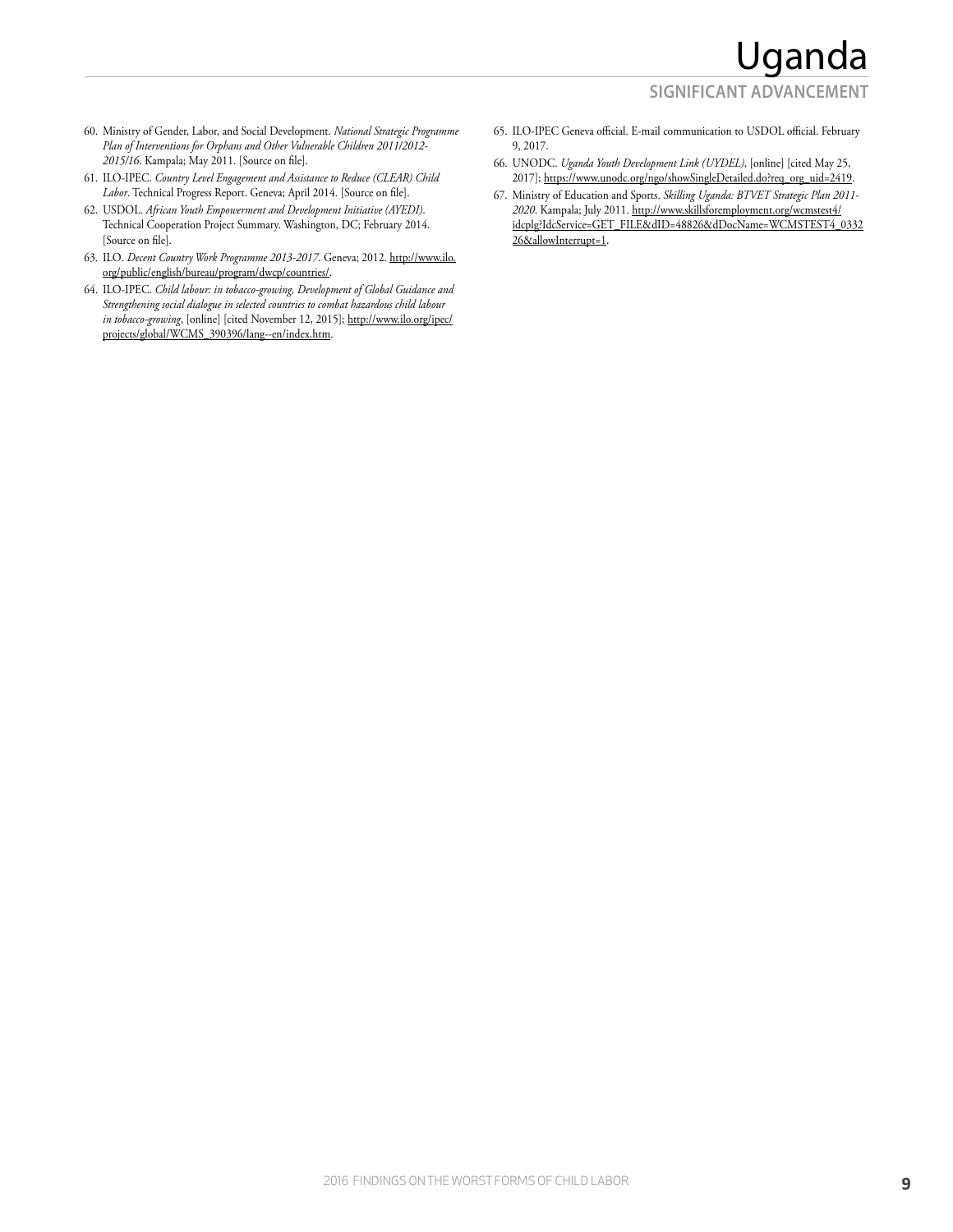60. Ministry of Gender, Labor, and Social Development. *National Strategic Programme Plan of Interventions for Orphans and Other Vulnerable Children 2011/2012-2015/16*. Kampala; May 2011. [Source on file].
61. ILO-IPEC. *Country Level Engagement and Assistance to Reduce (CLEAR) Child Labor*. Technical Progress Report. Geneva; April 2014. [Source on file].
62. USDOL. *African Youth Empowerment and Development Initiative (AYEDI)*. Technical Cooperation Project Summary. Washington, DC; February 2014. [Source on file].
63. ILO. *Decent Country Work Programme 2013-2017*. Geneva; 2012. http://www.ilo.org/public/english/bureau/program/dwcp/countries/.
64. ILO-IPEC. *Child labour: in tobacco-growing, Development of Global Guidance and Strengthening social dialogue in selected countries to combat hazardous child labour in tobacco-growing*, [online] [cited November 12, 2015]; http://www.ilo.org/ipec/projects/global/WCMS_390396/lang--en/index.htm.
65. ILO-IPEC Geneva official. E-mail communication to USDOL official. February 9, 2017.
66. UNODC. *Uganda Youth Development Link (UYDEL)*, [online] [cited May 25, 2017]; https://www.unodc.org/ngo/showSingleDetailed.do?req_org_uid=2419.
67. Ministry of Education and Sports. *Skilling Uganda: BTVET Strategic Plan 2011-2020*. Kampala; July 2011. http://www.skillsforemployment.org/wcmstest4/idcplg?IdcService=GET_FILE&dID=48826&dDocName=WCMSTEST4_033226&allowInterrupt=1.